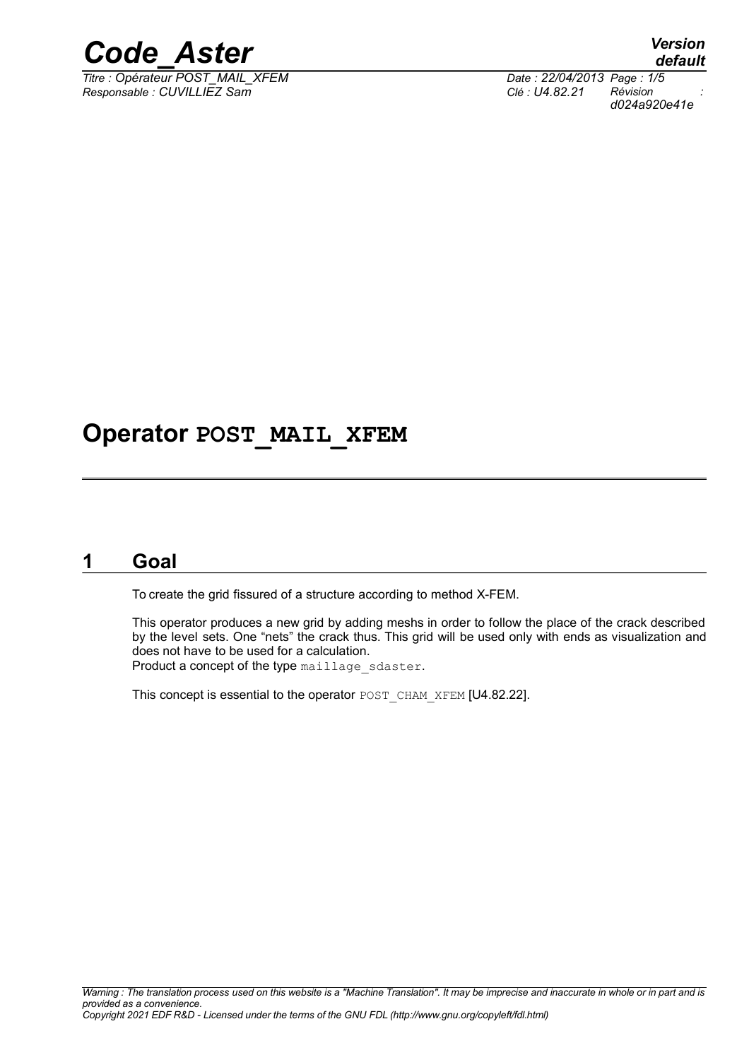# Operator POST_MAIL_XFEM

## 1 Goal

To create the grid fissured of a structure according to method X-FEM.

This operator produces a new grid by adding meshs in order to follow the place of the crack described by the level sets. One "nets" the crack thus. This grid will be used only with ends as visualization and does not have to be used for a calculation.
Product a concept of the type maillage_sdaster.

This concept is essential to the operator POST_CHAM_XFEM [U4.82.22].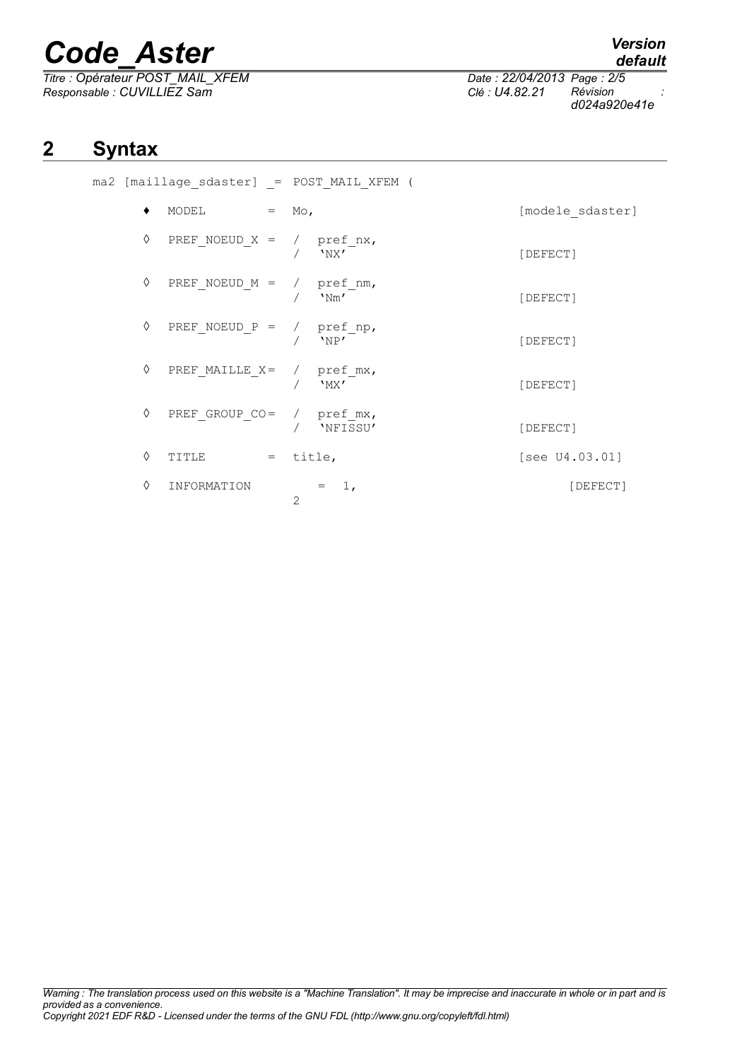## 2 Syntax

```
ma2 [maillage_sdaster] _= POST_MAIL_XFEM (

    ♦  MODEL          =  Mo,                        [modele_sdaster]

    ◊  PREF_NOEUD_X =  /  pref_nx,
                        /  'NX'                      [DEFECT]

    ◊  PREF_NOEUD_M =  /  pref_nm,
                        /  'Nm'                      [DEFECT]

    ◊  PREF_NOEUD_P =  /  pref_np,
                        /  'NP'                      [DEFECT]

    ◊  PREF_MAILLE_X=  /  pref_mx,
                        /  'MX'                      [DEFECT]

    ◊  PREF_GROUP_CO=  /  pref_mx,
                        /  'NFISSU'                  [DEFECT]

    ◊  TITLE          =  title,                     [see U4.03.01]

    ◊  INFORMATION        =  1,                      [DEFECT]
                         2
```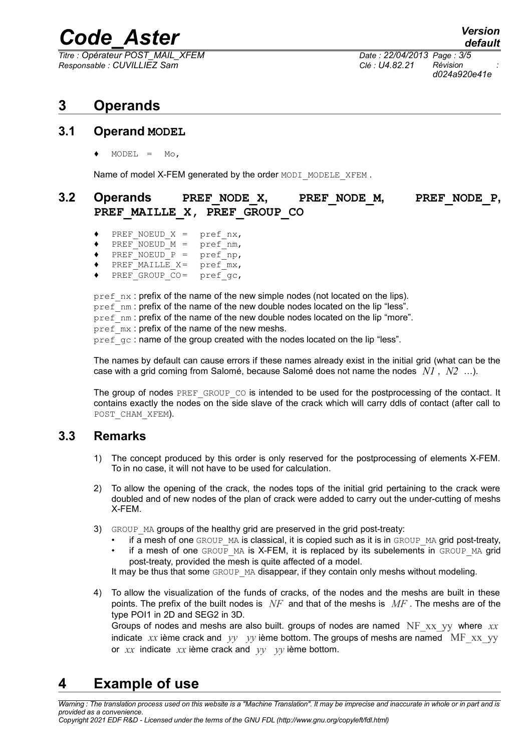# 3 Operands

## 3.1 Operand MODEL

♦ MODEL = Mo,

Name of model X-FEM generated by the order MODI_MODELE_XFEM .

## 3.2 Operands PREF_NODE_X, PREF_NODE_M, PREF_NODE_P, PREF_MAILLE_X, PREF_GROUP_CO

♦ PREF_NOEUD_X = pref_nx,
♦ PREF_NOEUD_M = pref_nm,
♦ PREF_NOEUD_P = pref_np,
♦ PREF_MAILLE_X= pref_mx,
♦ PREF_GROUP_CO= pref_gc,

pref_nx : prefix of the name of the new simple nodes (not located on the lips).
pref_nm : prefix of the name of the new double nodes located on the lip "less".
pref_nm : prefix of the name of the new double nodes located on the lip "more".
pref_mx : prefix of the name of the new meshs.
pref_gc : name of the group created with the nodes located on the lip "less".

The names by default can cause errors if these names already exist in the initial grid (what can be the case with a grid coming from Salomé, because Salomé does not name the nodes $N1$ , $N2$ …).

The group of nodes PREF_GROUP_CO is intended to be used for the postprocessing of the contact. It contains exactly the nodes on the side slave of the crack which will carry ddls of contact (after call to POST_CHAM_XFEM).

## 3.3 Remarks

1) The concept produced by this order is only reserved for the postprocessing of elements X-FEM. To in no case, it will not have to be used for calculation.

2) To allow the opening of the crack, the nodes tops of the initial grid pertaining to the crack were doubled and of new nodes of the plan of crack were added to carry out the under-cutting of meshs X-FEM.

3) GROUP_MA groups of the healthy grid are preserved in the grid post-treaty:
   - if a mesh of one GROUP_MA is classical, it is copied such as it is in GROUP_MA grid post-treaty,
   - if a mesh of one GROUP_MA is X-FEM, it is replaced by its subelements in GROUP_MA grid post-treaty, provided the mesh is quite affected of a model.

   It may be thus that some GROUP_MA disappear, if they contain only meshs without modeling.

4) To allow the visualization of the funds of cracks, of the nodes and the meshs are built in these points. The prefix of the built nodes is $NF$ and that of the meshs is $MF$ . The meshs are of the type POI1 in 2D and SEG2 in 3D.
   Groups of nodes and meshs are also built. groups of nodes are named $\mathrm{NF\_xx\_yy}$ where $xx$ indicate $xx$ ième crack and $yy$ $yy$ ième bottom. The groups of meshs are named $\mathrm{MF\_xx\_yy}$ or $xx$ indicate $xx$ ième crack and $yy$ $yy$ ième bottom.

# 4 Example of use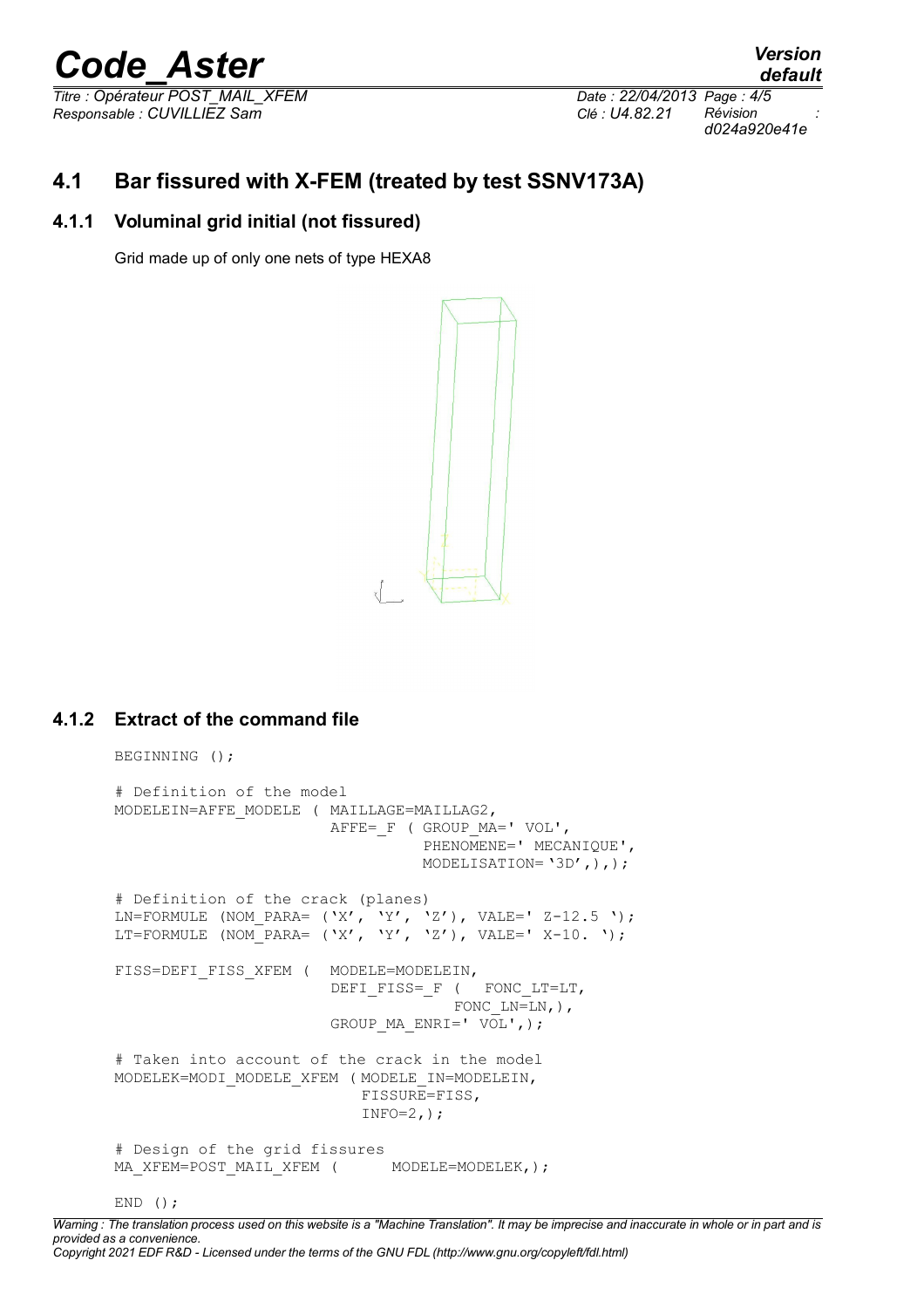## 4.1 Bar fissured with X-FEM (treated by test SSNV173A)

### 4.1.1 Voluminal grid initial (not fissured)

Grid made up of only one nets of type HEXA8

### 4.1.2 Extract of the command file

```
BEGINNING ();

# Definition of the model
MODELEIN=AFFE_MODELE ( MAILLAGE=MAILLAG2,
                       AFFE=_F ( GROUP_MA=' VOL',
                                 PHENOMENE=' MECANIQUE',
                                 MODELISATION='3D',),);

# Definition of the crack (planes)
LN=FORMULE (NOM_PARA= ('X', 'Y', 'Z'), VALE=' Z-12.5 ');
LT=FORMULE (NOM_PARA= ('X', 'Y', 'Z'), VALE=' X-10. ');

FISS=DEFI_FISS_XFEM (  MODELE=MODELEIN,
                       DEFI_FISS=_F (   FONC_LT=LT,
                                        FONC_LN=LN,),
                       GROUP_MA_ENRI=' VOL',);

# Taken into account of the crack in the model
MODELEK=MODI_MODELE_XFEM ( MODELE_IN=MODELEIN,
                           FISSURE=FISS,
                           INFO=2,);

# Design of the grid fissures
MA_XFEM=POST_MAIL_XFEM (      MODELE=MODELEK,);

END ();
```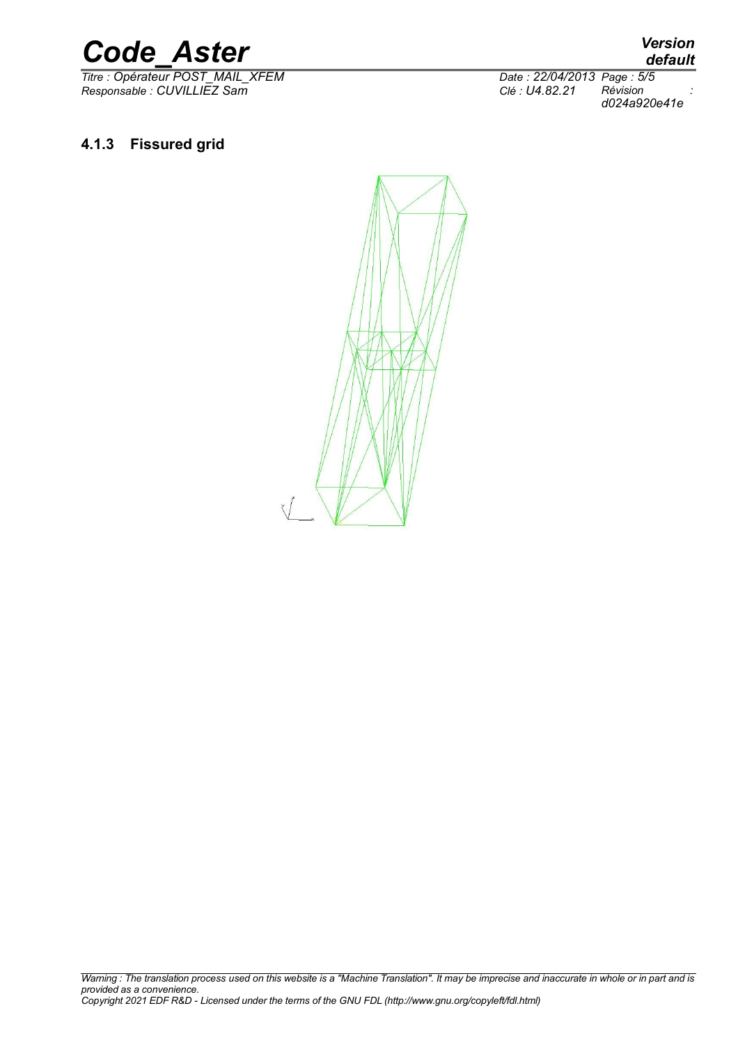### 4.1.3 Fissured grid